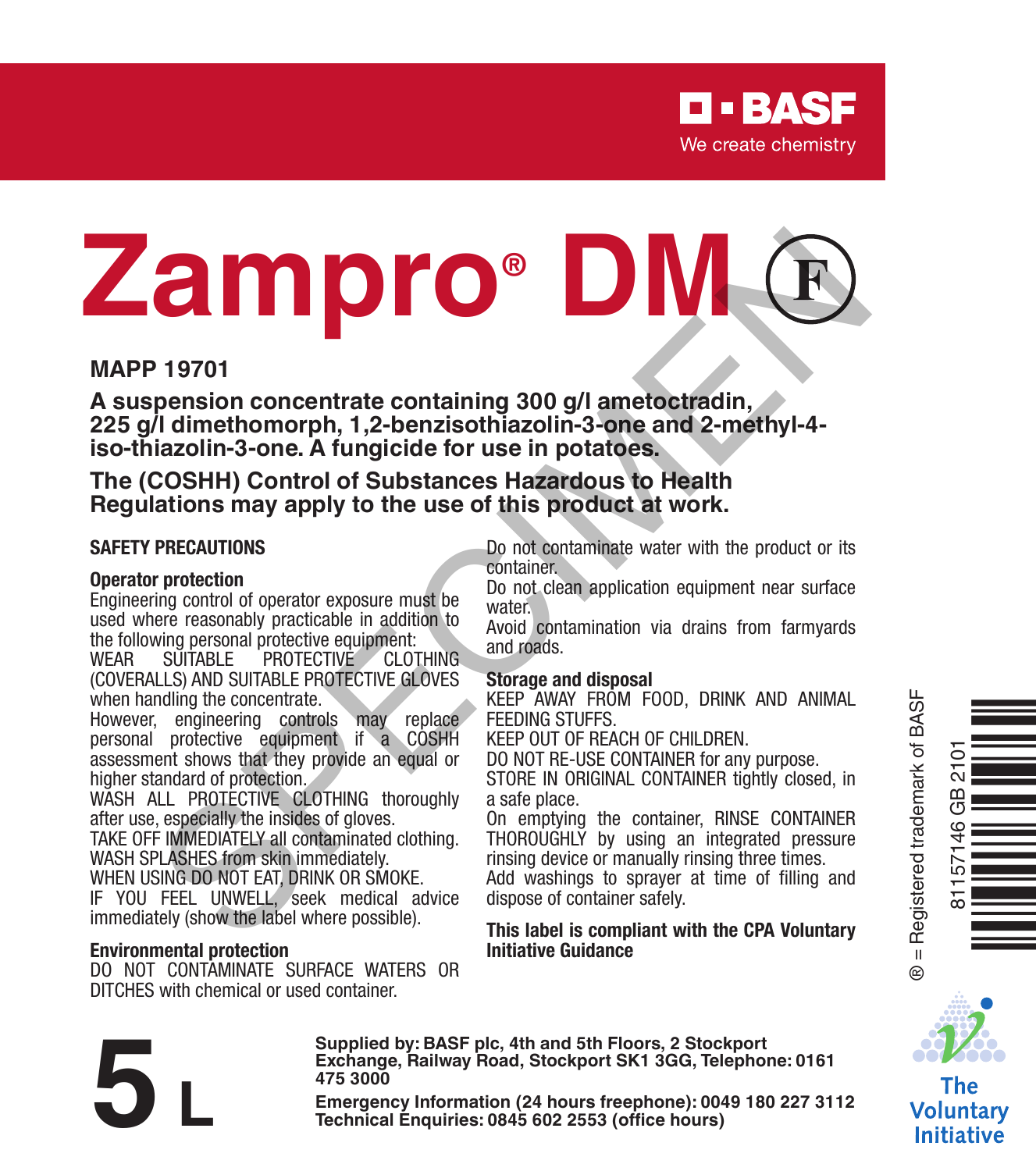BASF

We create chemistry

# Zampro® DM (F)

**MAPP 19701**

**A suspension concentrate containing 300 g/l ametoctradin, 225 g/l dimethomorph, 1,2-benzisothiazolin-3-one and 2-methyl-4-iso-thiazolin-3-one. A fungicide for use in potatoes.**

**The (COSHH) Control of Substances Hazardous to Health Regulations may apply to the use of this product at work.**

## SAFETY PRECAUTIONS

### Operator protection

Engineering control of operator exposure must be used where reasonably practicable in addition to the following personal protective equipment:

WEAR SUITABLE PROTECTIVE CLOTHING (COVERALLS) AND SUITABLE PROTECTIVE GLOVES when handling the concentrate.

However, engineering controls may replace personal protective equipment if a COSHH assessment shows that they provide an equal or higher standard of protection.

WASH ALL PROTECTIVE CLOTHING thoroughly after use, especially the insides of gloves.

TAKE OFF IMMEDIATELY all contaminated clothing.

WASH SPLASHES from skin immediately.

WHEN USING DO NOT EAT, DRINK OR SMOKE.

IF YOU FEEL UNWELL, seek medical advice immediately (show the label where possible).

### Environmental protection

DO NOT CONTAMINATE SURFACE WATERS OR DITCHES with chemical or used container.

Do not contaminate water with the product or its container.

Do not clean application equipment near surface water.

Avoid contamination via drains from farmyards and roads.

### Storage and disposal

KEEP AWAY FROM FOOD, DRINK AND ANIMAL FEEDING STUFFS.

KEEP OUT OF REACH OF CHILDREN.

DO NOT RE-USE CONTAINER for any purpose.

STORE IN ORIGINAL CONTAINER tightly closed, in a safe place.

On emptying the container, RINSE CONTAINER THOROUGHLY by using an integrated pressure rinsing device or manually rinsing three times.

Add washings to sprayer at time of filling and dispose of container safely.

**This label is compliant with the CPA Voluntary Initiative Guidance**

® = Registered trademark of BASF

81157146 GB 2101

**5 L**

**Supplied by: BASF plc, 4th and 5th Floors, 2 Stockport Exchange, Railway Road, Stockport SK1 3GG, Telephone: 0161 475 3000**

**Emergency Information (24 hours freephone): 0049 180 227 3112**
**Technical Enquiries: 0845 602 2553 (office hours)**

The Voluntary Initiative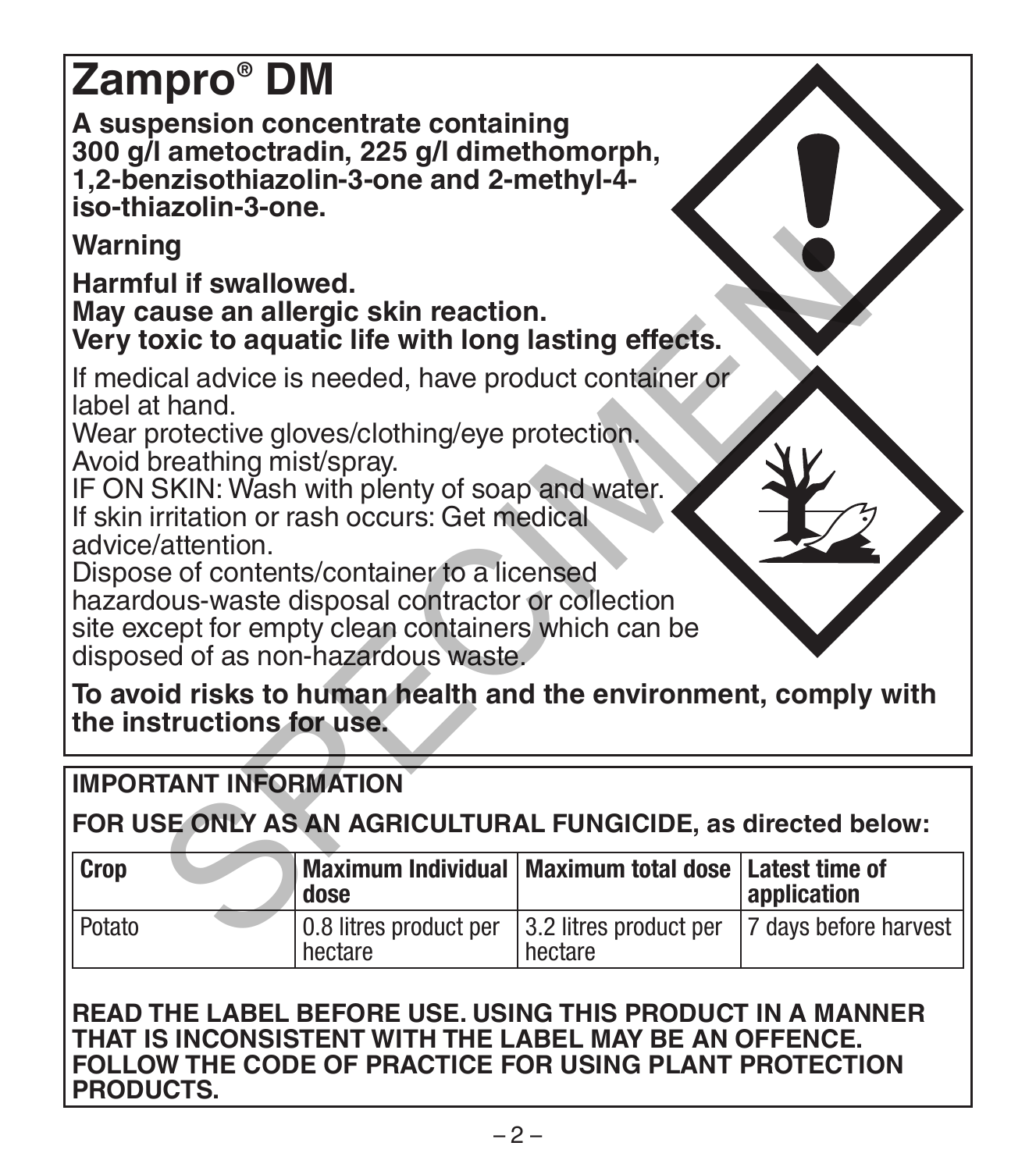# Zampro® DM

**A suspension concentrate containing 300 g/l ametoctradin, 225 g/l dimethomorph, 1,2-benzisothiazolin-3-one and 2-methyl-4-iso-thiazolin-3-one.**

**Warning**

**Harmful if swallowed.**
**May cause an allergic skin reaction.**
**Very toxic to aquatic life with long lasting effects.**

If medical advice is needed, have product container or label at hand.
Wear protective gloves/clothing/eye protection.
Avoid breathing mist/spray.
IF ON SKIN: Wash with plenty of soap and water.
If skin irritation or rash occurs: Get medical advice/attention.
Dispose of contents/container to a licensed hazardous-waste disposal contractor or collection site except for empty clean containers which can be disposed of as non-hazardous waste.

**To avoid risks to human health and the environment, comply with the instructions for use.**

**IMPORTANT INFORMATION**

**FOR USE ONLY AS AN AGRICULTURAL FUNGICIDE, as directed below:**

| Crop | Maximum Individual dose | Maximum total dose | Latest time of application |
|---|---|---|---|
| Potato | 0.8 litres product per hectare | 3.2 litres product per hectare | 7 days before harvest |

**READ THE LABEL BEFORE USE. USING THIS PRODUCT IN A MANNER THAT IS INCONSISTENT WITH THE LABEL MAY BE AN OFFENCE. FOLLOW THE CODE OF PRACTICE FOR USING PLANT PROTECTION PRODUCTS.**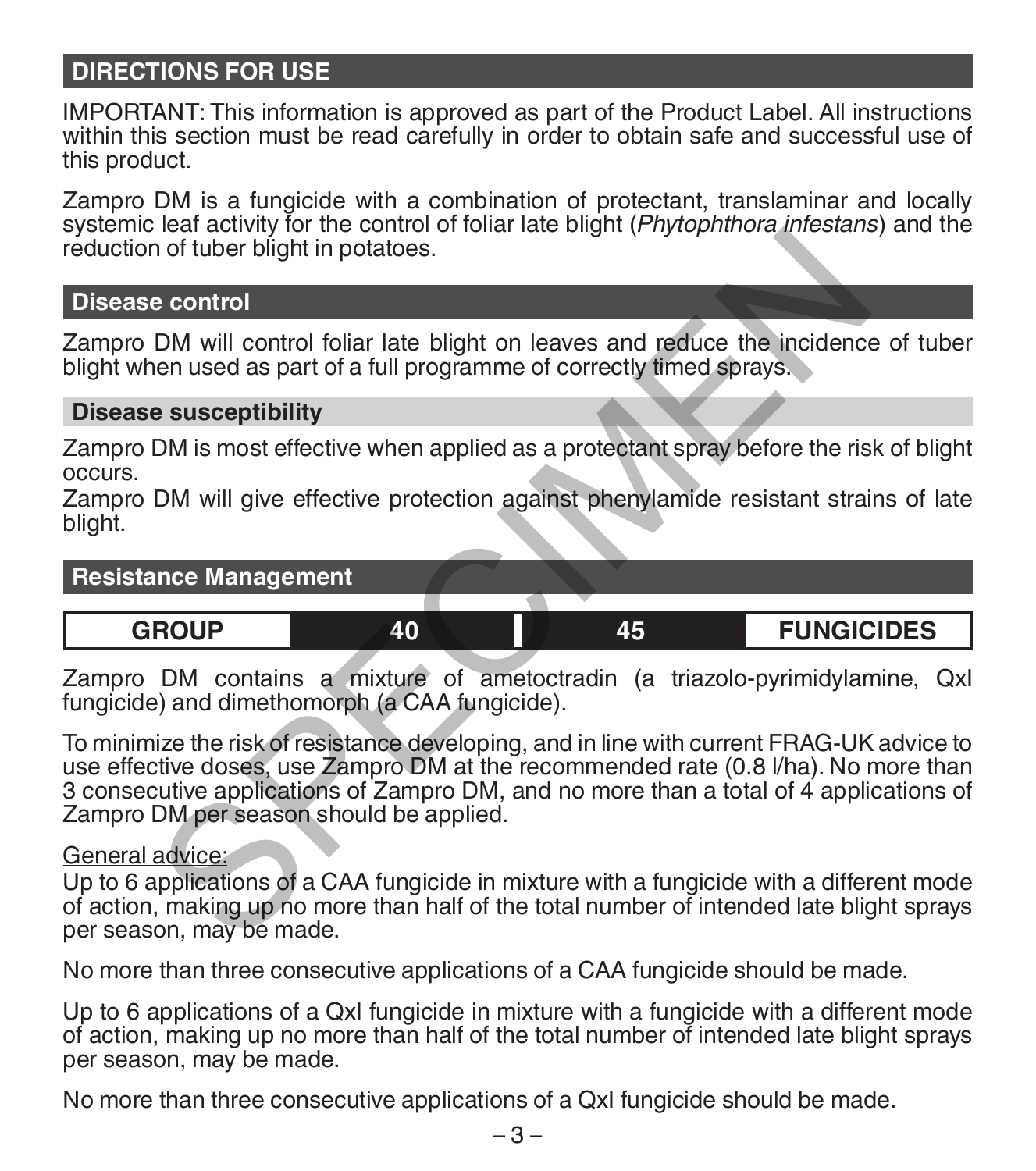## DIRECTIONS FOR USE

IMPORTANT: This information is approved as part of the Product Label. All instructions within this section must be read carefully in order to obtain safe and successful use of this product.

Zampro DM is a fungicide with a combination of protectant, translaminar and locally systemic leaf activity for the control of foliar late blight (*Phytophthora infestans*) and the reduction of tuber blight in potatoes.

### Disease control

Zampro DM will control foliar late blight on leaves and reduce the incidence of tuber blight when used as part of a full programme of correctly timed sprays.

### Disease susceptibility

Zampro DM is most effective when applied as a protectant spray before the risk of blight occurs.
Zampro DM will give effective protection against phenylamide resistant strains of late blight.

### Resistance Management

| GROUP | 40 | 45 | FUNGICIDES |
|---|---|---|---|

Zampro DM contains a mixture of ametoctradin (a triazolo-pyrimidylamine, QxI fungicide) and dimethomorph (a CAA fungicide).

To minimize the risk of resistance developing, and in line with current FRAG-UK advice to use effective doses, use Zampro DM at the recommended rate (0.8 l/ha). No more than 3 consecutive applications of Zampro DM, and no more than a total of 4 applications of Zampro DM per season should be applied.

General advice:
Up to 6 applications of a CAA fungicide in mixture with a fungicide with a different mode of action, making up no more than half of the total number of intended late blight sprays per season, may be made.

No more than three consecutive applications of a CAA fungicide should be made.

Up to 6 applications of a QxI fungicide in mixture with a fungicide with a different mode of action, making up no more than half of the total number of intended late blight sprays per season, may be made.

No more than three consecutive applications of a QxI fungicide should be made.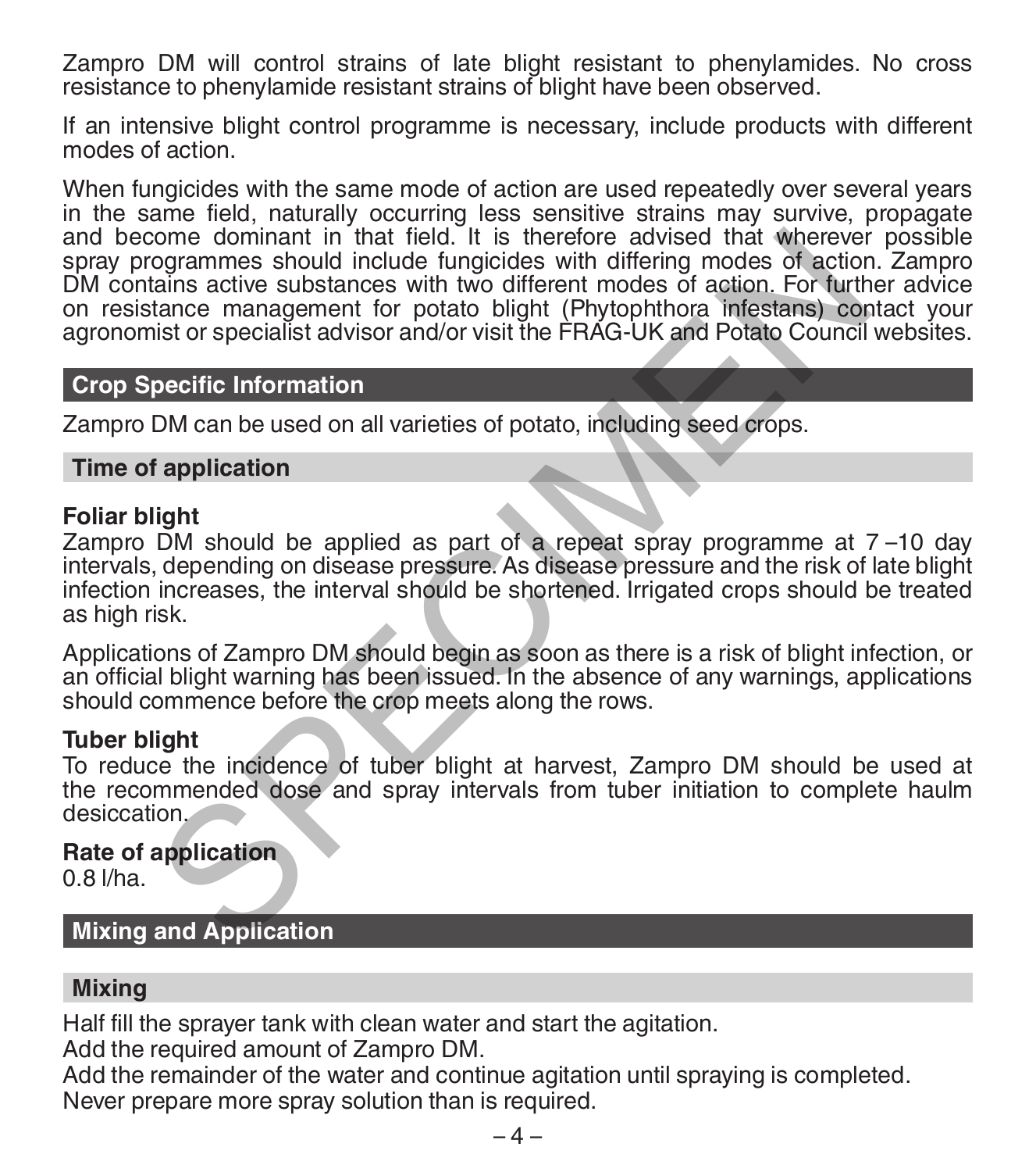Zampro DM will control strains of late blight resistant to phenylamides. No cross resistance to phenylamide resistant strains of blight have been observed.

If an intensive blight control programme is necessary, include products with different modes of action.

When fungicides with the same mode of action are used repeatedly over several years in the same field, naturally occurring less sensitive strains may survive, propagate and become dominant in that field. It is therefore advised that wherever possible spray programmes should include fungicides with differing modes of action. Zampro DM contains active substances with two different modes of action. For further advice on resistance management for potato blight (Phytophthora infestans) contact your agronomist or specialist advisor and/or visit the FRAG-UK and Potato Council websites.

## Crop Specific Information

Zampro DM can be used on all varieties of potato, including seed crops.

### Time of application

**Foliar blight**
Zampro DM should be applied as part of a repeat spray programme at 7 –10 day intervals, depending on disease pressure. As disease pressure and the risk of late blight infection increases, the interval should be shortened. Irrigated crops should be treated as high risk.

Applications of Zampro DM should begin as soon as there is a risk of blight infection, or an official blight warning has been issued. In the absence of any warnings, applications should commence before the crop meets along the rows.

**Tuber blight**
To reduce the incidence of tuber blight at harvest, Zampro DM should be used at the recommended dose and spray intervals from tuber initiation to complete haulm desiccation.

**Rate of application**
0.8 l/ha.

## Mixing and Application

### Mixing

Half fill the sprayer tank with clean water and start the agitation.
Add the required amount of Zampro DM.
Add the remainder of the water and continue agitation until spraying is completed.
Never prepare more spray solution than is required.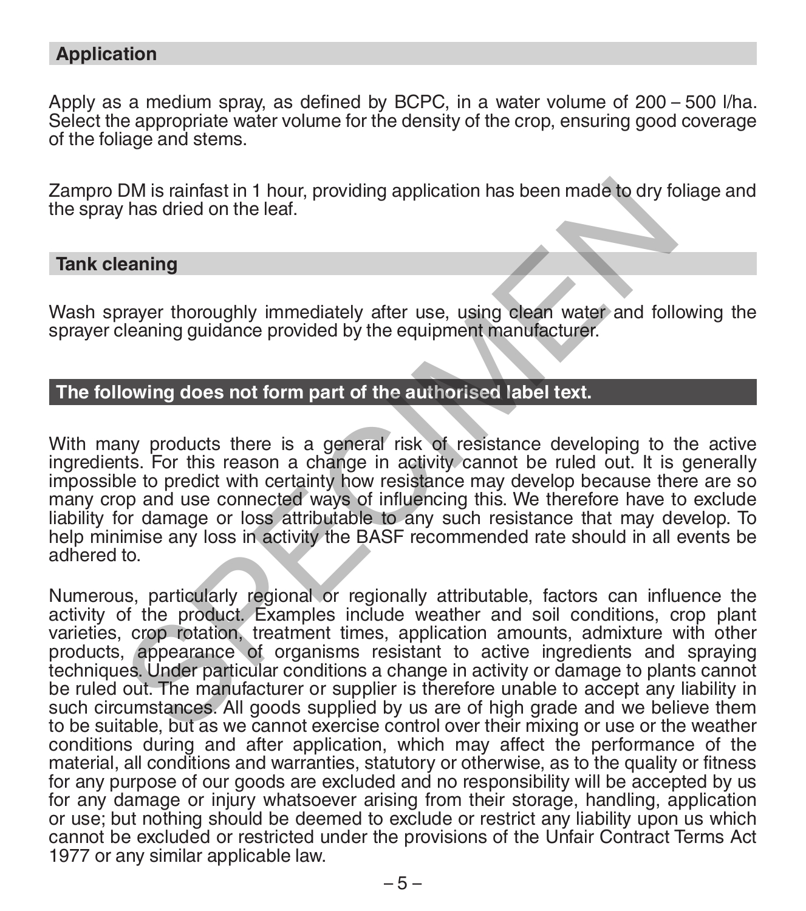## Application

Apply as a medium spray, as defined by BCPC, in a water volume of 200 – 500 l/ha. Select the appropriate water volume for the density of the crop, ensuring good coverage of the foliage and stems.

Zampro DM is rainfast in 1 hour, providing application has been made to dry foliage and the spray has dried on the leaf.

## Tank cleaning

Wash sprayer thoroughly immediately after use, using clean water and following the sprayer cleaning guidance provided by the equipment manufacturer.

## The following does not form part of the authorised label text.

With many products there is a general risk of resistance developing to the active ingredients. For this reason a change in activity cannot be ruled out. It is generally impossible to predict with certainty how resistance may develop because there are so many crop and use connected ways of influencing this. We therefore have to exclude liability for damage or loss attributable to any such resistance that may develop. To help minimise any loss in activity the BASF recommended rate should in all events be adhered to.

Numerous, particularly regional or regionally attributable, factors can influence the activity of the product. Examples include weather and soil conditions, crop plant varieties, crop rotation, treatment times, application amounts, admixture with other products, appearance of organisms resistant to active ingredients and spraying techniques. Under particular conditions a change in activity or damage to plants cannot be ruled out. The manufacturer or supplier is therefore unable to accept any liability in such circumstances. All goods supplied by us are of high grade and we believe them to be suitable, but as we cannot exercise control over their mixing or use or the weather conditions during and after application, which may affect the performance of the material, all conditions and warranties, statutory or otherwise, as to the quality or fitness for any purpose of our goods are excluded and no responsibility will be accepted by us for any damage or injury whatsoever arising from their storage, handling, application or use; but nothing should be deemed to exclude or restrict any liability upon us which cannot be excluded or restricted under the provisions of the Unfair Contract Terms Act 1977 or any similar applicable law.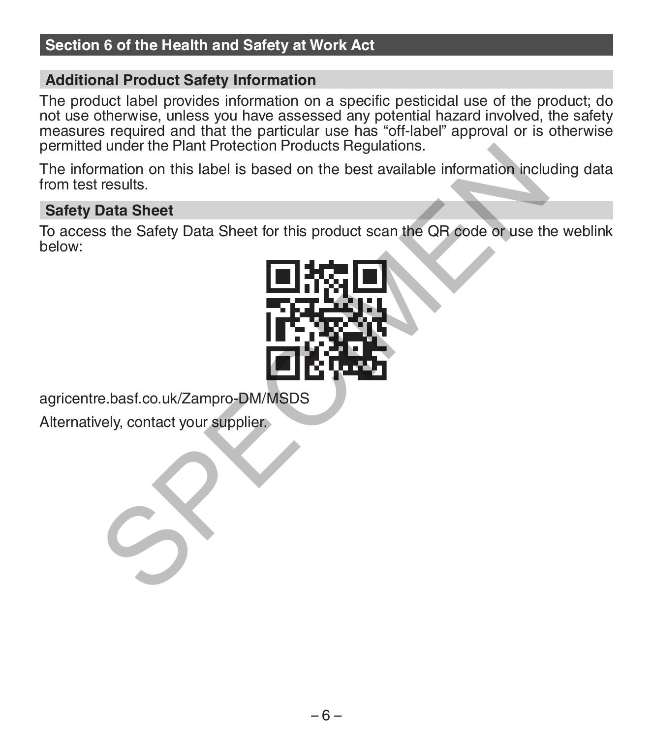## Section 6 of the Health and Safety at Work Act

### Additional Product Safety Information

The product label provides information on a specific pesticidal use of the product; do not use otherwise, unless you have assessed any potential hazard involved, the safety measures required and that the particular use has "off-label" approval or is otherwise permitted under the Plant Protection Products Regulations.

The information on this label is based on the best available information including data from test results.

### Safety Data Sheet

To access the Safety Data Sheet for this product scan the QR code or use the weblink below:

agricentre.basf.co.uk/Zampro-DM/MSDS

Alternatively, contact your supplier.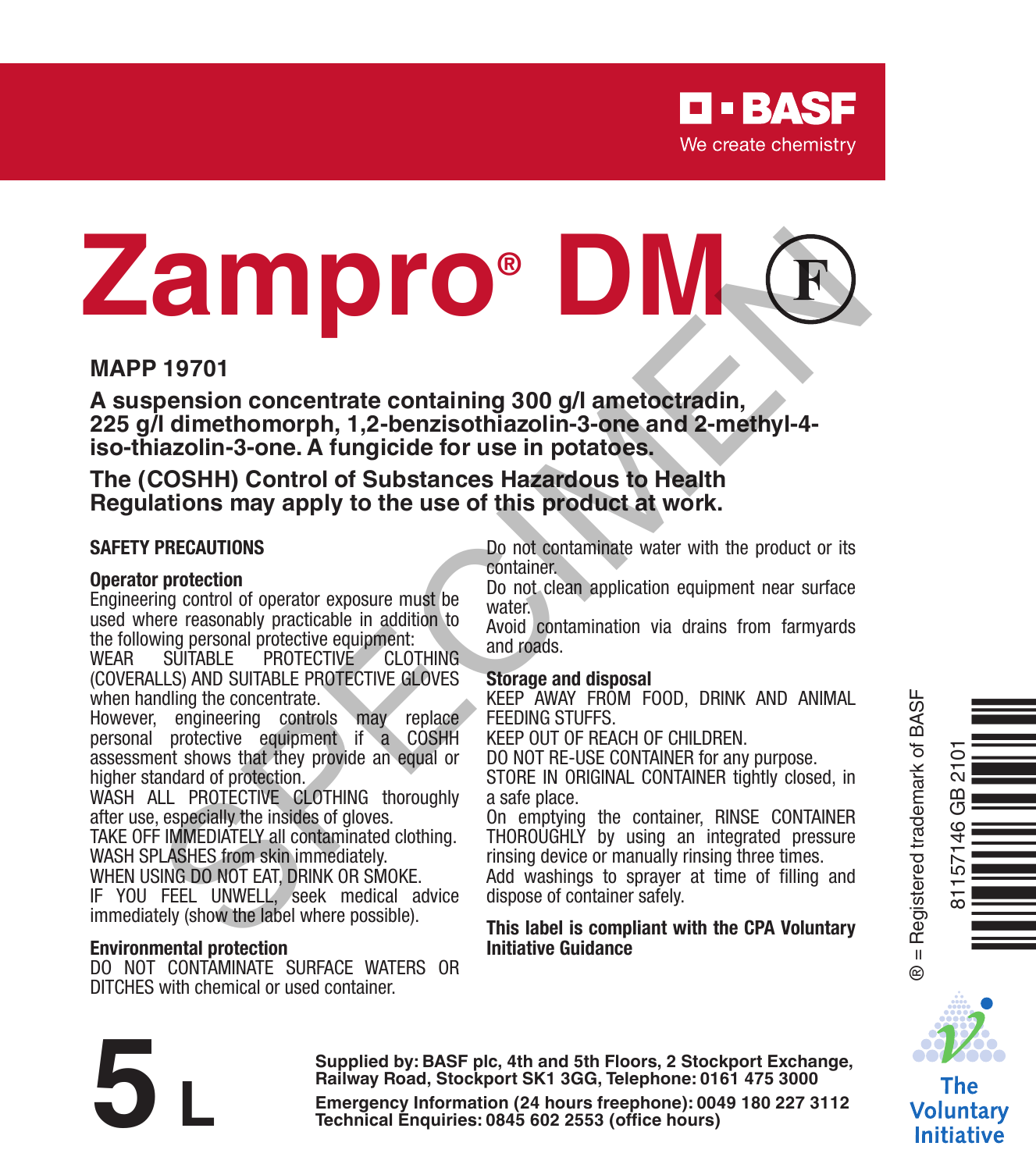BASF

We create chemistry

# Zampro® DM (F)

**MAPP 19701**

**A suspension concentrate containing 300 g/l ametoctradin, 225 g/l dimethomorph, 1,2-benzisothiazolin-3-one and 2-methyl-4-iso-thiazolin-3-one. A fungicide for use in potatoes.**

**The (COSHH) Control of Substances Hazardous to Health Regulations may apply to the use of this product at work.**

SPECIMEN

## SAFETY PRECAUTIONS

### Operator protection

Engineering control of operator exposure must be used where reasonably practicable in addition to the following personal protective equipment:

WEAR SUITABLE PROTECTIVE CLOTHING (COVERALLS) AND SUITABLE PROTECTIVE GLOVES when handling the concentrate.

However, engineering controls may replace personal protective equipment if a COSHH assessment shows that they provide an equal or higher standard of protection.

WASH ALL PROTECTIVE CLOTHING thoroughly after use, especially the insides of gloves.

TAKE OFF IMMEDIATELY all contaminated clothing.

WASH SPLASHES from skin immediately.

WHEN USING DO NOT EAT, DRINK OR SMOKE.

IF YOU FEEL UNWELL, seek medical advice immediately (show the label where possible).

### Environmental protection

DO NOT CONTAMINATE SURFACE WATERS OR DITCHES with chemical or used container.

Do not contaminate water with the product or its container.

Do not clean application equipment near surface water.

Avoid contamination via drains from farmyards and roads.

### Storage and disposal

KEEP AWAY FROM FOOD, DRINK AND ANIMAL FEEDING STUFFS.

KEEP OUT OF REACH OF CHILDREN.

DO NOT RE-USE CONTAINER for any purpose.

STORE IN ORIGINAL CONTAINER tightly closed, in a safe place.

On emptying the container, RINSE CONTAINER THOROUGHLY by using an integrated pressure rinsing device or manually rinsing three times.

Add washings to sprayer at time of filling and dispose of container safely.

**This label is compliant with the CPA Voluntary Initiative Guidance**

® = Registered trademark of BASF

81157146 GB 2101

The Voluntary Initiative

**5 L**

**Supplied by: BASF plc, 4th and 5th Floors, 2 Stockport Exchange, Railway Road, Stockport SK1 3GG, Telephone: 0161 475 3000**

**Emergency Information (24 hours freephone): 0049 180 227 3112**
**Technical Enquiries: 0845 602 2553 (office hours)**